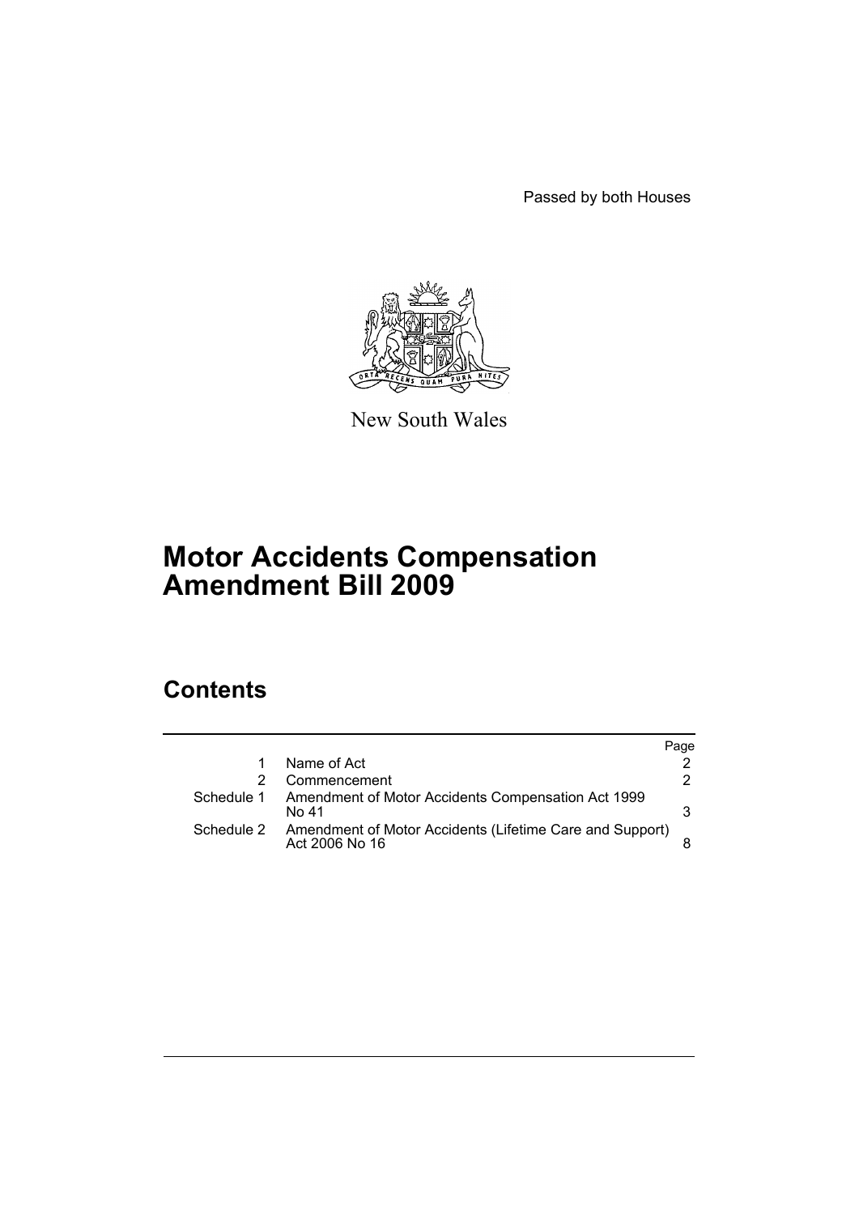Passed by both Houses

New South Wales

# Motor Accidents Compensation Amendment Bill 2009

## Contents

| | | Page |
|---|---|---|
| 1 | Name of Act | 2 |
| 2 | Commencement | 2 |
| Schedule 1 | Amendment of Motor Accidents Compensation Act 1999 No 41 | 3 |
| Schedule 2 | Amendment of Motor Accidents (Lifetime Care and Support) Act 2006 No 16 | 8 |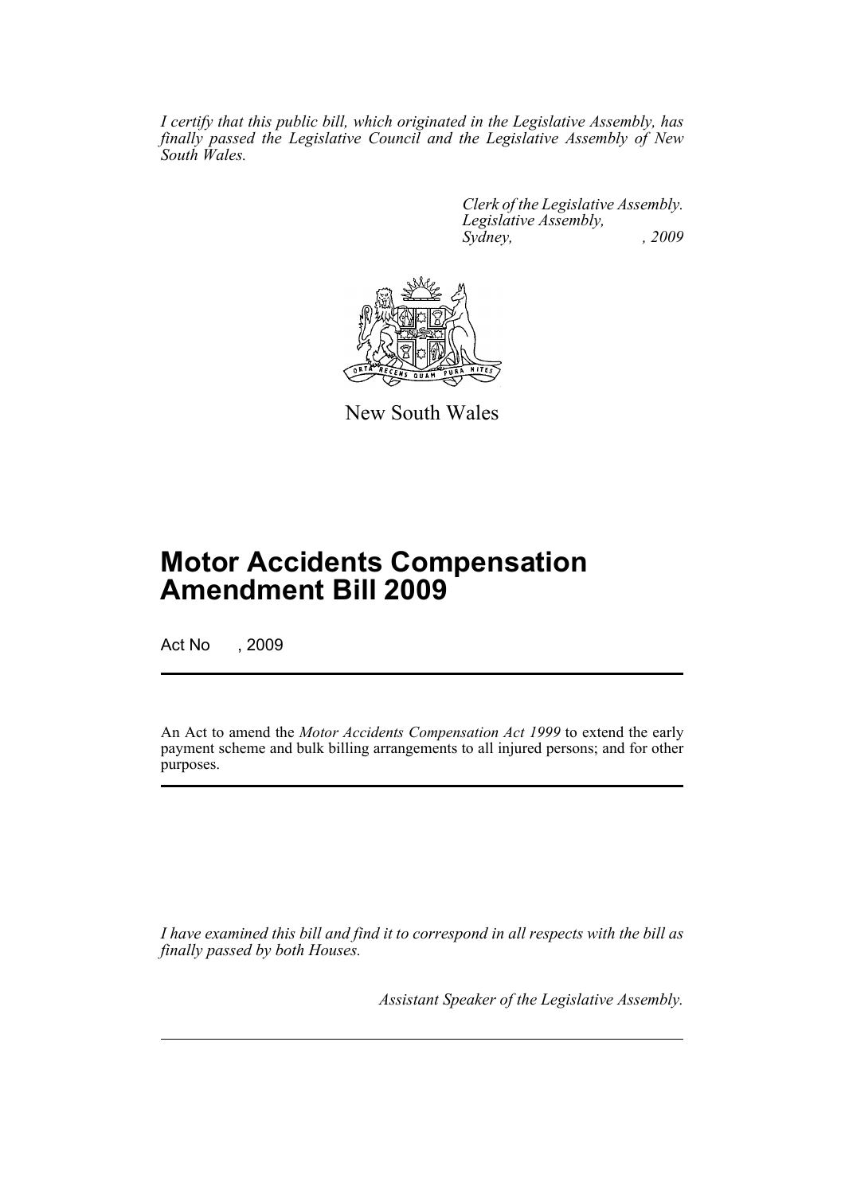*I certify that this public bill, which originated in the Legislative Assembly, has finally passed the Legislative Council and the Legislative Assembly of New South Wales.*

*Clerk of the Legislative Assembly.*
*Legislative Assembly,*
*Sydney, , 2009*

New South Wales

# Motor Accidents Compensation Amendment Bill 2009

Act No , 2009

An Act to amend the *Motor Accidents Compensation Act 1999* to extend the early payment scheme and bulk billing arrangements to all injured persons; and for other purposes.

*I have examined this bill and find it to correspond in all respects with the bill as finally passed by both Houses.*

*Assistant Speaker of the Legislative Assembly.*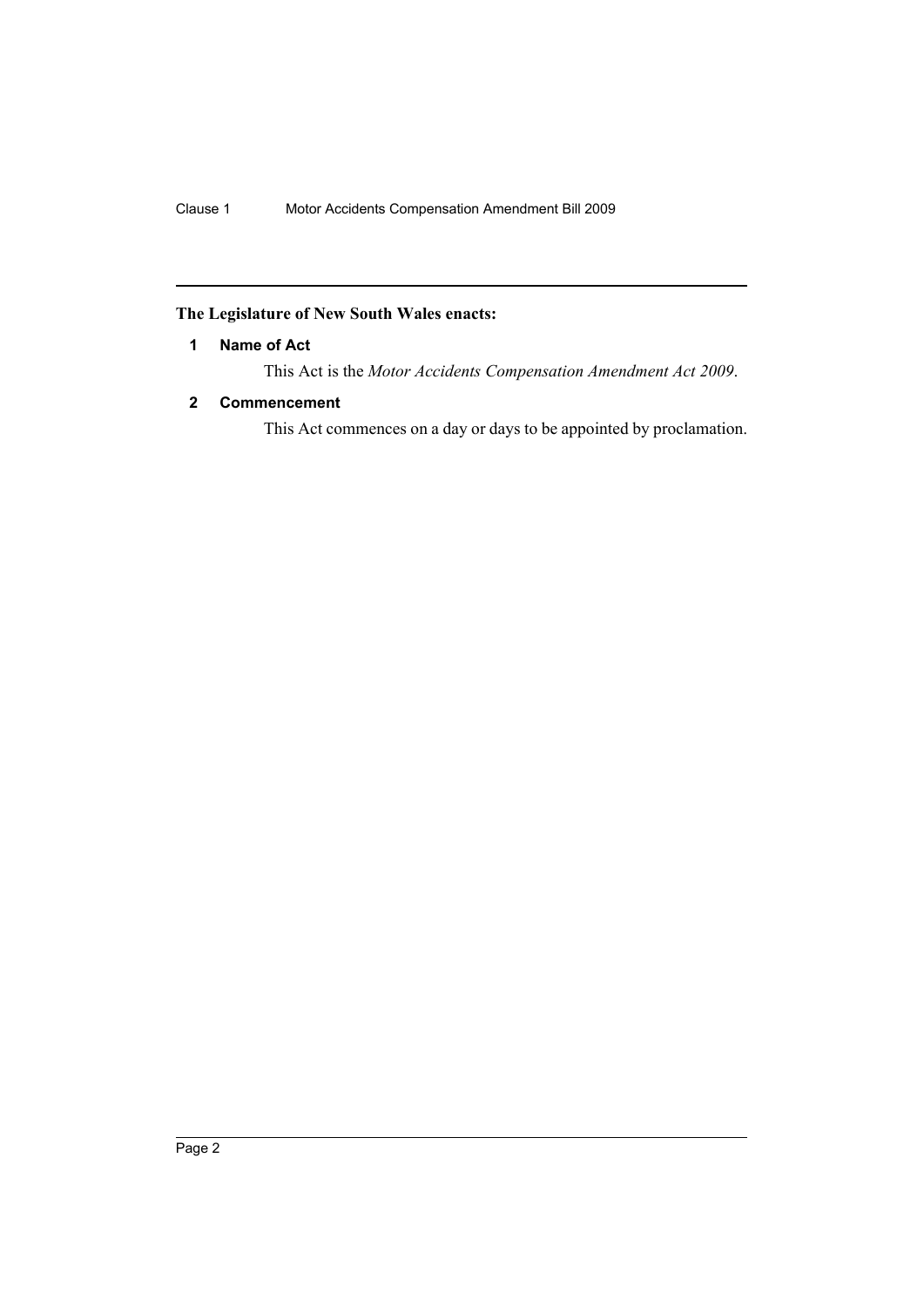**The Legislature of New South Wales enacts:**

### 1 Name of Act

This Act is the *Motor Accidents Compensation Amendment Act 2009*.

### 2 Commencement

This Act commences on a day or days to be appointed by proclamation.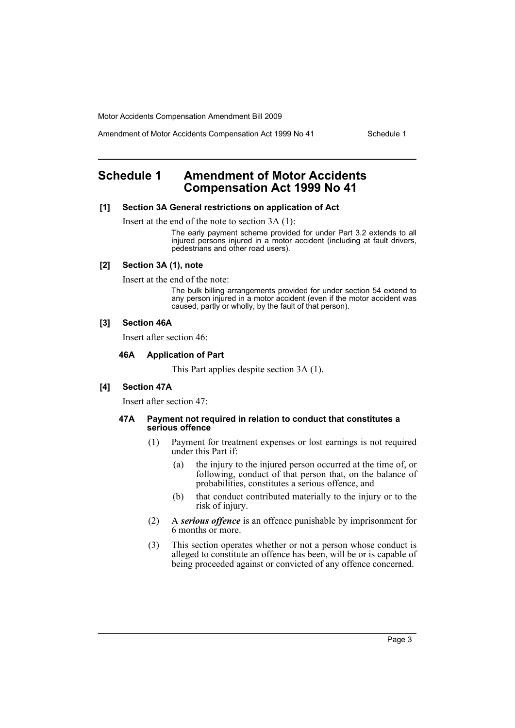## Schedule 1 Amendment of Motor Accidents Compensation Act 1999 No 41

**[1] Section 3A General restrictions on application of Act**

Insert at the end of the note to section 3A (1):

> The early payment scheme provided for under Part 3.2 extends to all injured persons injured in a motor accident (including at fault drivers, pedestrians and other road users).

**[2] Section 3A (1), note**

Insert at the end of the note:

> The bulk billing arrangements provided for under section 54 extend to any person injured in a motor accident (even if the motor accident was caused, partly or wholly, by the fault of that person).

**[3] Section 46A**

Insert after section 46:

**46A Application of Part**

This Part applies despite section 3A (1).

**[4] Section 47A**

Insert after section 47:

**47A Payment not required in relation to conduct that constitutes a serious offence**

(1) Payment for treatment expenses or lost earnings is not required under this Part if:

- (a) the injury to the injured person occurred at the time of, or following, conduct of that person that, on the balance of probabilities, constitutes a serious offence, and
- (b) that conduct contributed materially to the injury or to the risk of injury.

(2) A ***serious offence*** is an offence punishable by imprisonment for 6 months or more.

(3) This section operates whether or not a person whose conduct is alleged to constitute an offence has been, will be or is capable of being proceeded against or convicted of any offence concerned.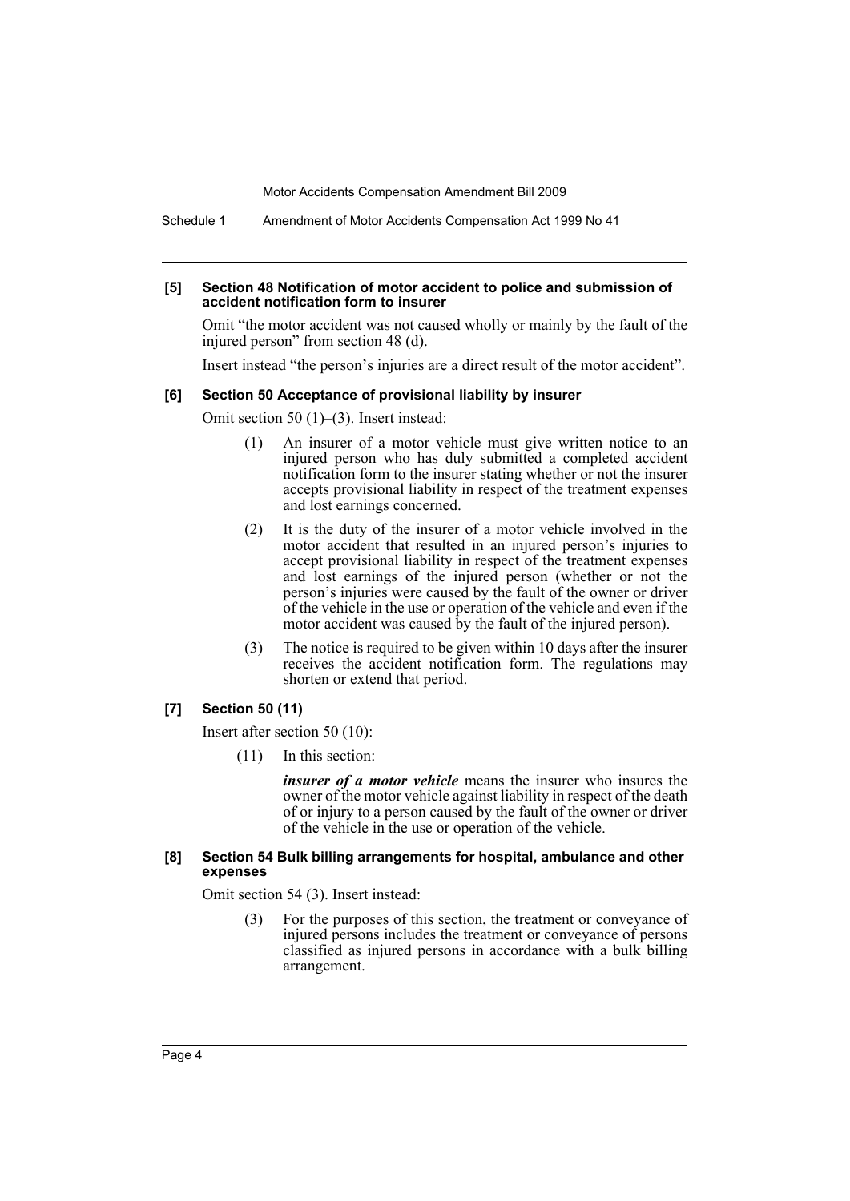#### [5] Section 48 Notification of motor accident to police and submission of accident notification form to insurer

Omit "the motor accident was not caused wholly or mainly by the fault of the injured person" from section 48 (d).

Insert instead "the person's injuries are a direct result of the motor accident".

#### [6] Section 50 Acceptance of provisional liability by insurer

Omit section 50 (1)–(3). Insert instead:

> (1) An insurer of a motor vehicle must give written notice to an injured person who has duly submitted a completed accident notification form to the insurer stating whether or not the insurer accepts provisional liability in respect of the treatment expenses and lost earnings concerned.
>
> (2) It is the duty of the insurer of a motor vehicle involved in the motor accident that resulted in an injured person's injuries to accept provisional liability in respect of the treatment expenses and lost earnings of the injured person (whether or not the person's injuries were caused by the fault of the owner or driver of the vehicle in the use or operation of the vehicle and even if the motor accident was caused by the fault of the injured person).
>
> (3) The notice is required to be given within 10 days after the insurer receives the accident notification form. The regulations may shorten or extend that period.

#### [7] Section 50 (11)

Insert after section 50 (10):

> (11) In this section:
>
> ***insurer of a motor vehicle*** means the insurer who insures the owner of the motor vehicle against liability in respect of the death of or injury to a person caused by the fault of the owner or driver of the vehicle in the use or operation of the vehicle.

#### [8] Section 54 Bulk billing arrangements for hospital, ambulance and other expenses

Omit section 54 (3). Insert instead:

> (3) For the purposes of this section, the treatment or conveyance of injured persons includes the treatment or conveyance of persons classified as injured persons in accordance with a bulk billing arrangement.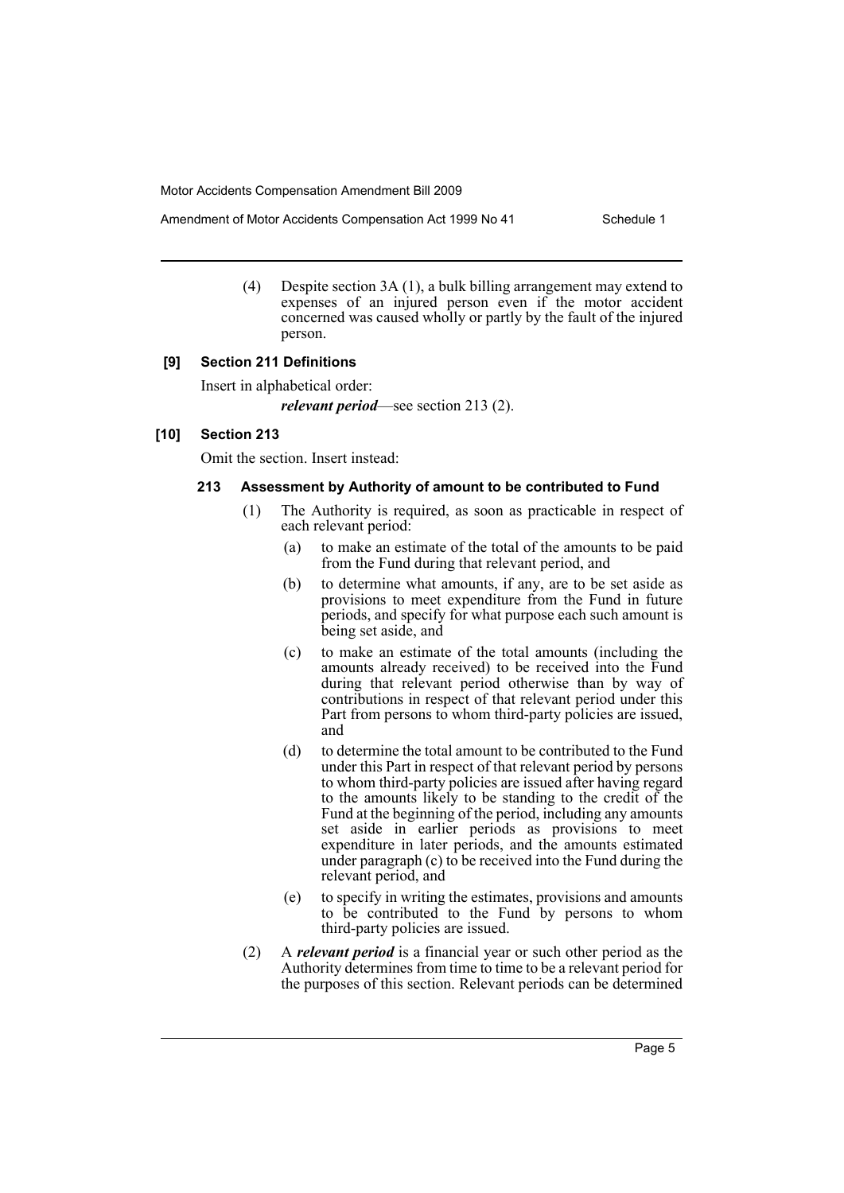(4) Despite section 3A (1), a bulk billing arrangement may extend to expenses of an injured person even if the motor accident concerned was caused wholly or partly by the fault of the injured person.

**[9] Section 211 Definitions**

Insert in alphabetical order:

***relevant period***—see section 213 (2).

**[10] Section 213**

Omit the section. Insert instead:

**213 Assessment by Authority of amount to be contributed to Fund**

(1) The Authority is required, as soon as practicable in respect of each relevant period:

(a) to make an estimate of the total of the amounts to be paid from the Fund during that relevant period, and

(b) to determine what amounts, if any, are to be set aside as provisions to meet expenditure from the Fund in future periods, and specify for what purpose each such amount is being set aside, and

(c) to make an estimate of the total amounts (including the amounts already received) to be received into the Fund during that relevant period otherwise than by way of contributions in respect of that relevant period under this Part from persons to whom third-party policies are issued, and

(d) to determine the total amount to be contributed to the Fund under this Part in respect of that relevant period by persons to whom third-party policies are issued after having regard to the amounts likely to be standing to the credit of the Fund at the beginning of the period, including any amounts set aside in earlier periods as provisions to meet expenditure in later periods, and the amounts estimated under paragraph (c) to be received into the Fund during the relevant period, and

(e) to specify in writing the estimates, provisions and amounts to be contributed to the Fund by persons to whom third-party policies are issued.

(2) A ***relevant period*** is a financial year or such other period as the Authority determines from time to time to be a relevant period for the purposes of this section. Relevant periods can be determined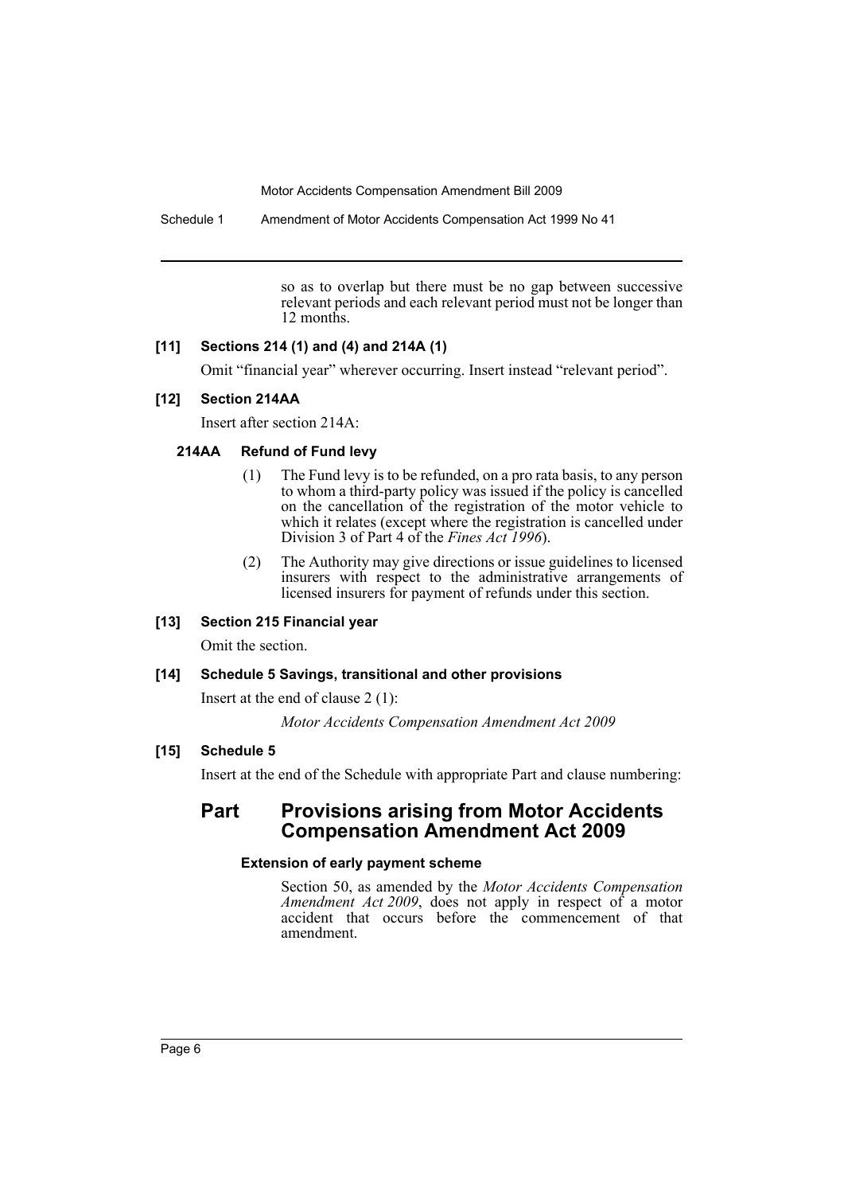so as to overlap but there must be no gap between successive relevant periods and each relevant period must not be longer than 12 months.

### [11] Sections 214 (1) and (4) and 214A (1)

Omit "financial year" wherever occurring. Insert instead "relevant period".

### [12] Section 214AA

Insert after section 214A:

#### 214AA Refund of Fund levy

(1) The Fund levy is to be refunded, on a pro rata basis, to any person to whom a third-party policy was issued if the policy is cancelled on the cancellation of the registration of the motor vehicle to which it relates (except where the registration is cancelled under Division 3 of Part 4 of the *Fines Act 1996*).

(2) The Authority may give directions or issue guidelines to licensed insurers with respect to the administrative arrangements of licensed insurers for payment of refunds under this section.

### [13] Section 215 Financial year

Omit the section.

### [14] Schedule 5 Savings, transitional and other provisions

Insert at the end of clause 2 (1):

*Motor Accidents Compensation Amendment Act 2009*

### [15] Schedule 5

Insert at the end of the Schedule with appropriate Part and clause numbering:

## Part Provisions arising from Motor Accidents Compensation Amendment Act 2009

#### Extension of early payment scheme

Section 50, as amended by the *Motor Accidents Compensation Amendment Act 2009*, does not apply in respect of a motor accident that occurs before the commencement of that amendment.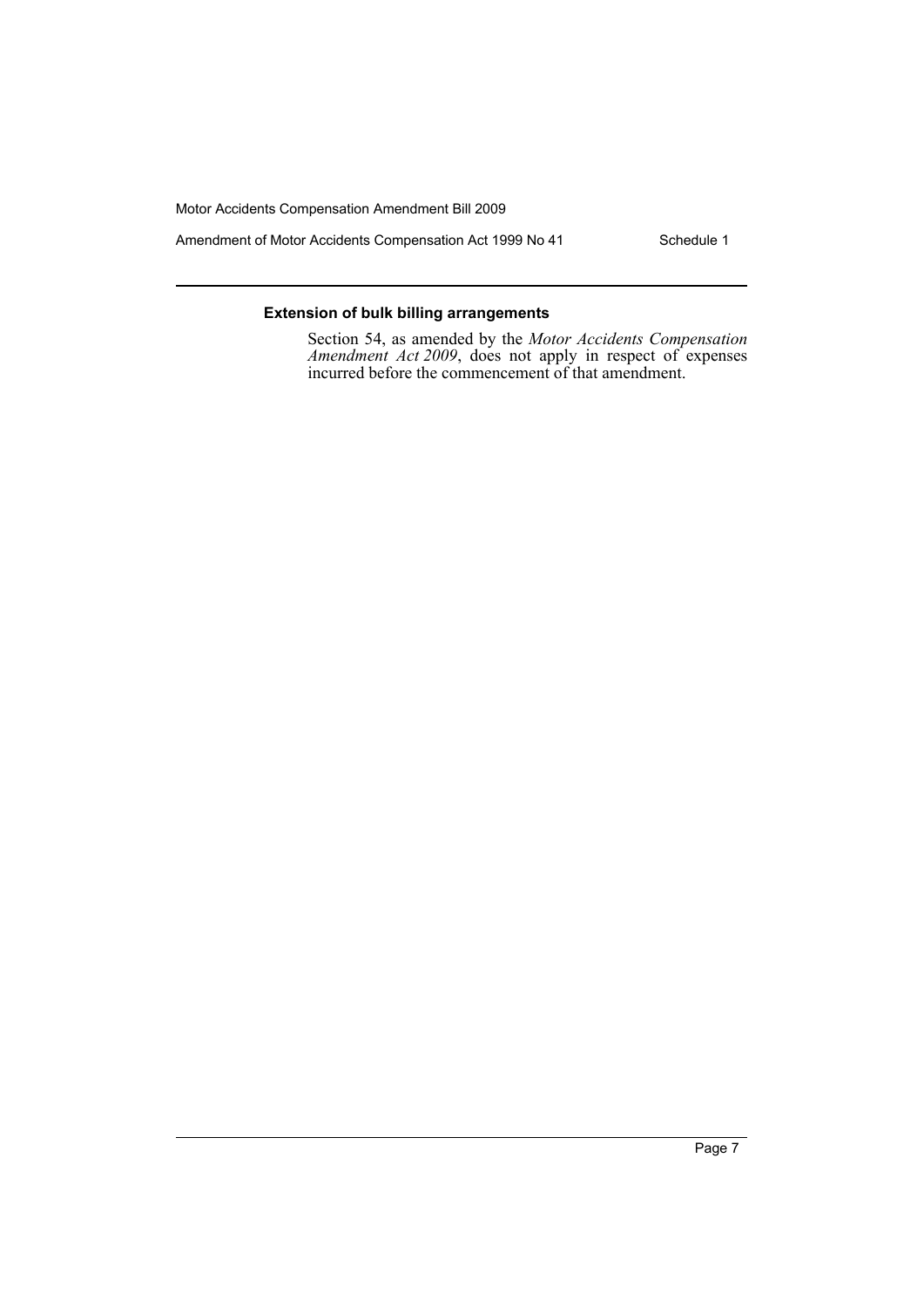### Extension of bulk billing arrangements

Section 54, as amended by the *Motor Accidents Compensation Amendment Act 2009*, does not apply in respect of expenses incurred before the commencement of that amendment.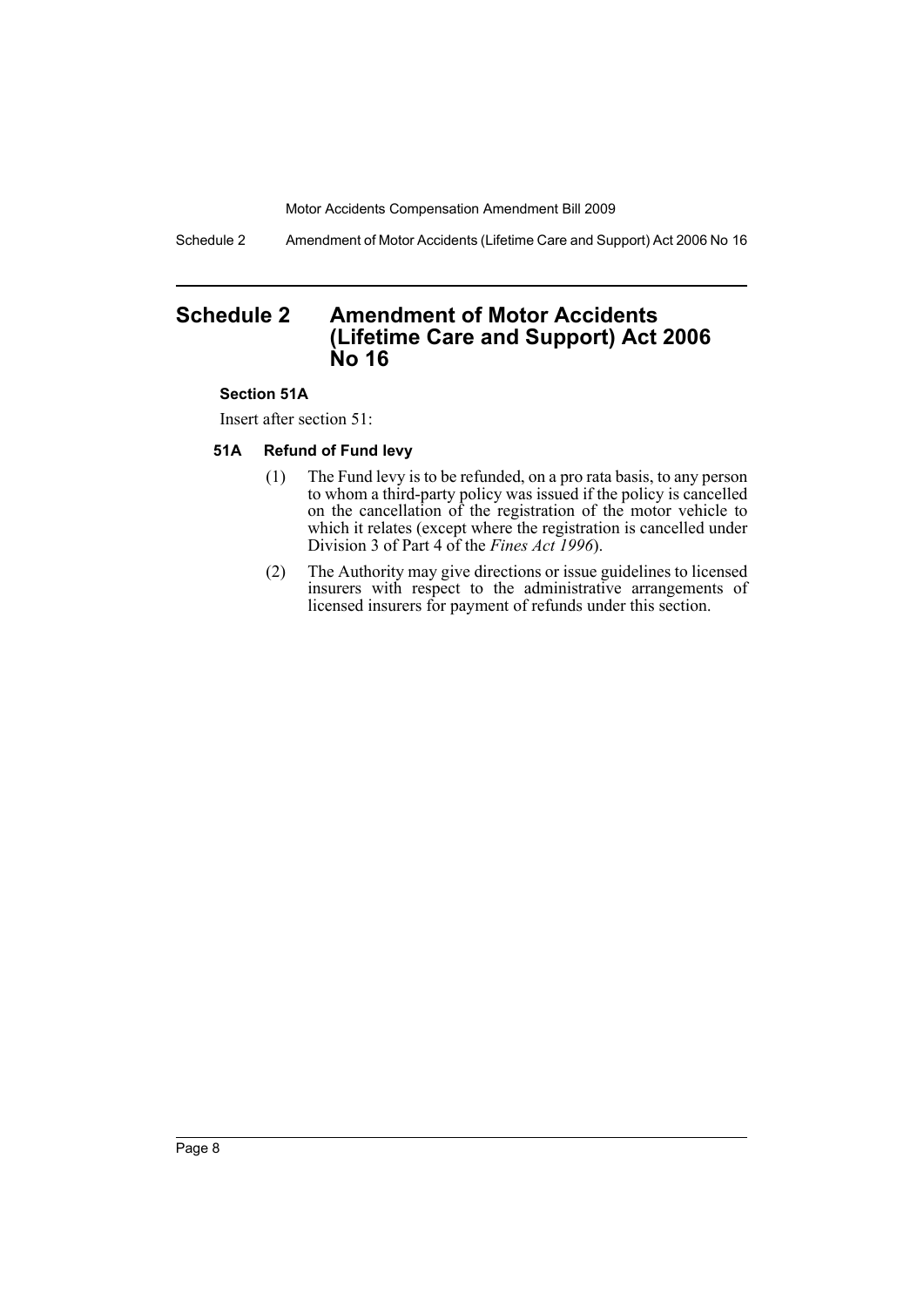# Schedule 2 Amendment of Motor Accidents (Lifetime Care and Support) Act 2006 No 16

**Section 51A**

Insert after section 51:

**51A Refund of Fund levy**

(1) The Fund levy is to be refunded, on a pro rata basis, to any person to whom a third-party policy was issued if the policy is cancelled on the cancellation of the registration of the motor vehicle to which it relates (except where the registration is cancelled under Division 3 of Part 4 of the *Fines Act 1996*).

(2) The Authority may give directions or issue guidelines to licensed insurers with respect to the administrative arrangements of licensed insurers for payment of refunds under this section.